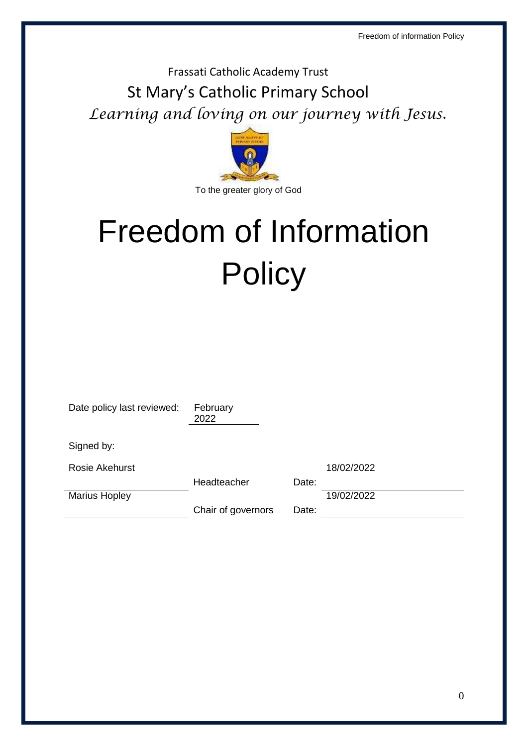Frassati Catholic Academy Trust

St Mary's Catholic Primary School

*Learning and loving on our journey with Jesus.*

To the greater glory of God

# Freedom of Information Policy

Date policy last reviewed: February 2022

Signed by:

| | | | |
|---|---|---|---|
| Rosie Akehurst | Headteacher | Date: | 18/02/2022 |
| Marius Hopley | Chair of governors | Date: | 19/02/2022 |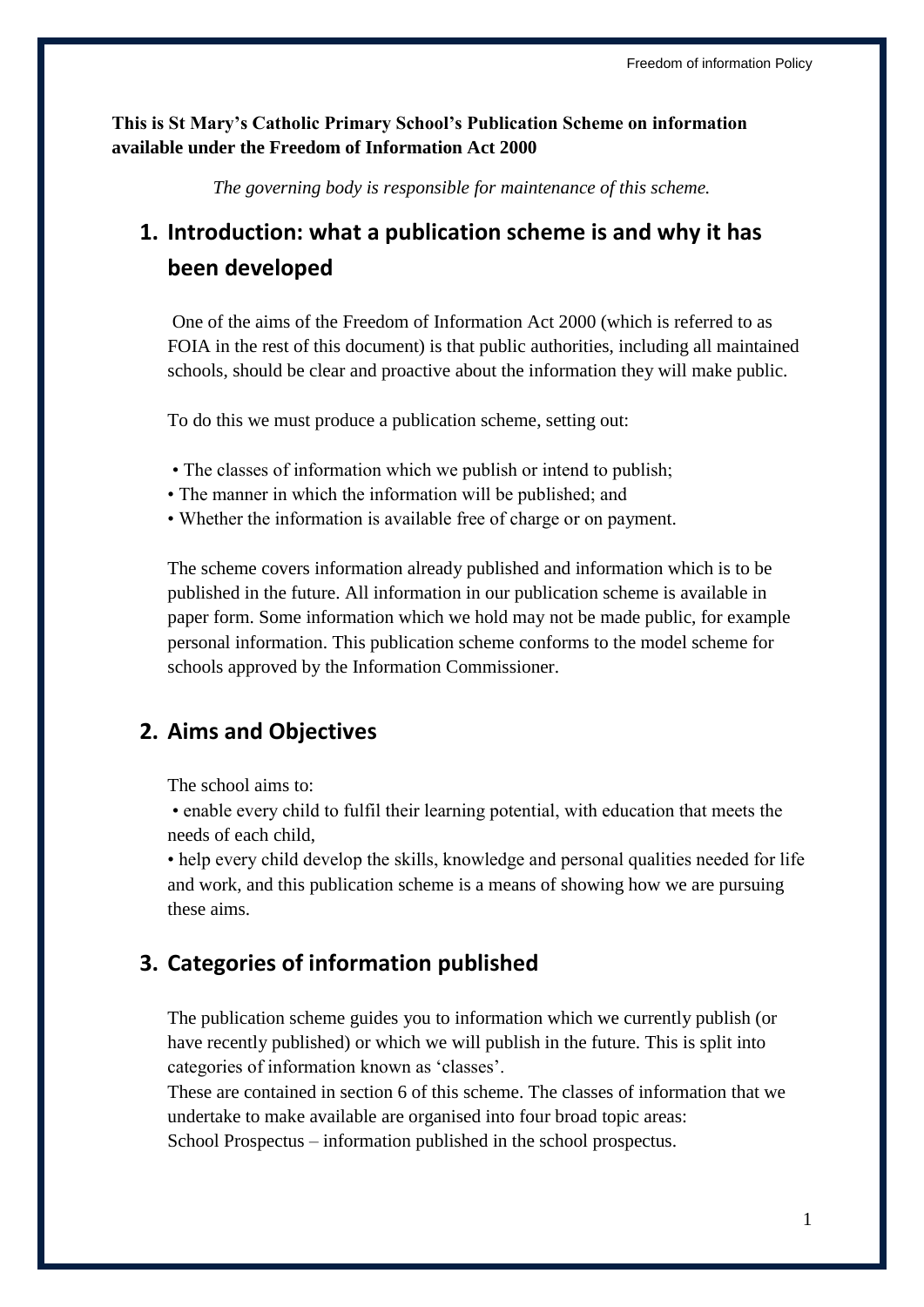**This is St Mary's Catholic Primary School's Publication Scheme on information available under the Freedom of Information Act 2000**

*The governing body is responsible for maintenance of this scheme.*

## 1. Introduction: what a publication scheme is and why it has been developed

One of the aims of the Freedom of Information Act 2000 (which is referred to as FOIA in the rest of this document) is that public authorities, including all maintained schools, should be clear and proactive about the information they will make public.

To do this we must produce a publication scheme, setting out:

- The classes of information which we publish or intend to publish;
- The manner in which the information will be published; and
- Whether the information is available free of charge or on payment.

The scheme covers information already published and information which is to be published in the future. All information in our publication scheme is available in paper form. Some information which we hold may not be made public, for example personal information. This publication scheme conforms to the model scheme for schools approved by the Information Commissioner.

## 2. Aims and Objectives

The school aims to:

- enable every child to fulfil their learning potential, with education that meets the needs of each child,
- help every child develop the skills, knowledge and personal qualities needed for life and work, and this publication scheme is a means of showing how we are pursuing these aims.

## 3. Categories of information published

The publication scheme guides you to information which we currently publish (or have recently published) or which we will publish in the future. This is split into categories of information known as 'classes'.

These are contained in section 6 of this scheme. The classes of information that we undertake to make available are organised into four broad topic areas:

School Prospectus – information published in the school prospectus.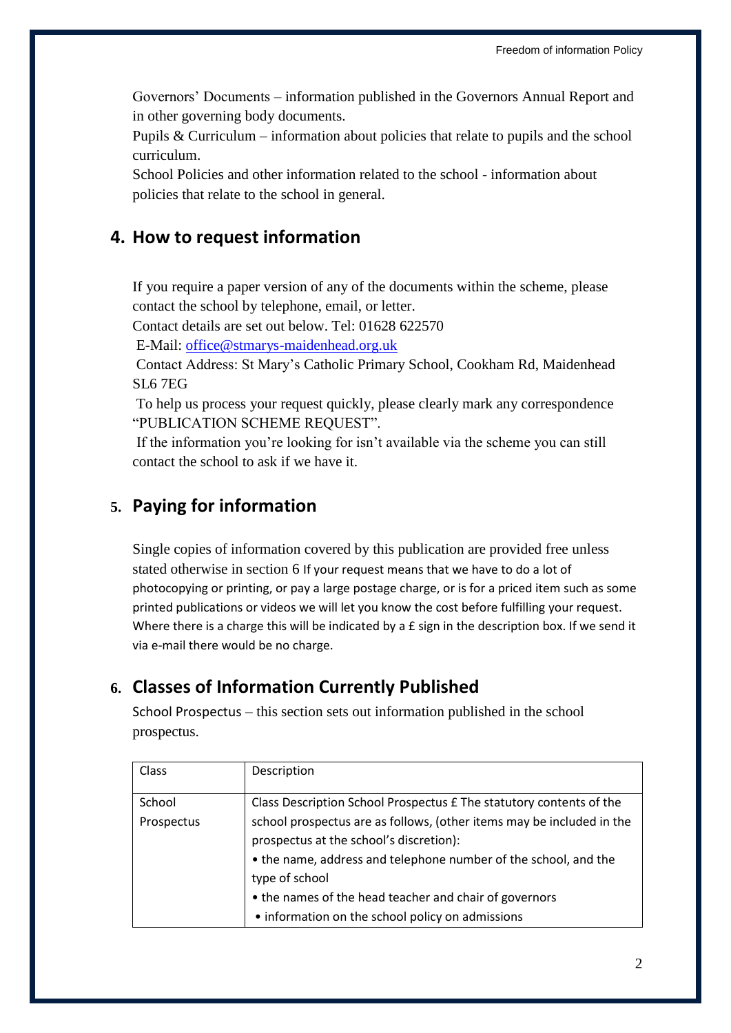Governors' Documents – information published in the Governors Annual Report and in other governing body documents.

Pupils & Curriculum – information about policies that relate to pupils and the school curriculum.

School Policies and other information related to the school - information about policies that relate to the school in general.

## 4. How to request information

If you require a paper version of any of the documents within the scheme, please contact the school by telephone, email, or letter.

Contact details are set out below. Tel: 01628 622570

E-Mail: office@stmarys-maidenhead.org.uk

Contact Address: St Mary's Catholic Primary School, Cookham Rd, Maidenhead SL6 7EG

To help us process your request quickly, please clearly mark any correspondence "PUBLICATION SCHEME REQUEST".

If the information you're looking for isn't available via the scheme you can still contact the school to ask if we have it.

## 5. Paying for information

Single copies of information covered by this publication are provided free unless stated otherwise in section 6 If your request means that we have to do a lot of photocopying or printing, or pay a large postage charge, or is for a priced item such as some printed publications or videos we will let you know the cost before fulfilling your request. Where there is a charge this will be indicated by a £ sign in the description box. If we send it via e-mail there would be no charge.

## 6. Classes of Information Currently Published

School Prospectus – this section sets out information published in the school prospectus.

| Class | Description |
|---|---|
| School Prospectus | Class Description School Prospectus £ The statutory contents of the school prospectus are as follows, (other items may be included in the prospectus at the school's discretion):<br>• the name, address and telephone number of the school, and the type of school<br>• the names of the head teacher and chair of governors<br>• information on the school policy on admissions |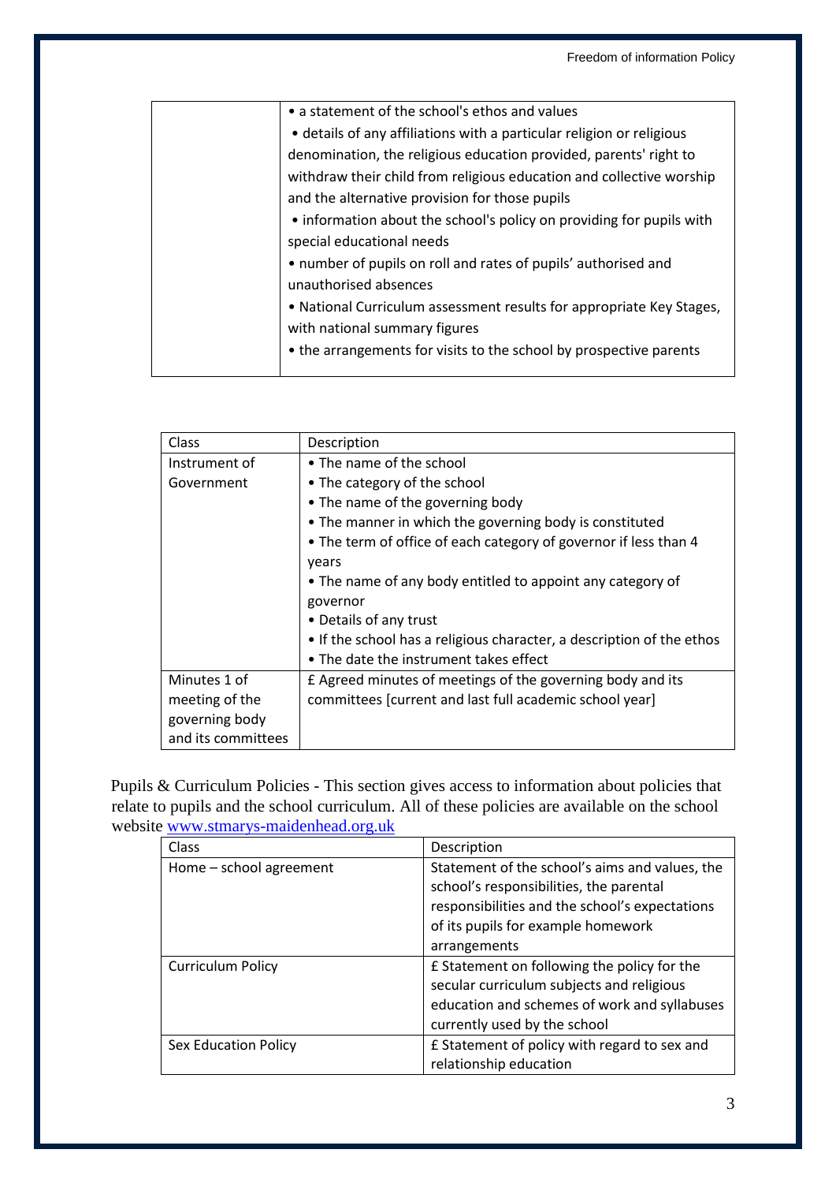| | • a statement of the school's ethos and values<br>• details of any affiliations with a particular religion or religious denomination, the religious education provided, parents' right to withdraw their child from religious education and collective worship and the alternative provision for those pupils<br>• information about the school's policy on providing for pupils with special educational needs<br>• number of pupils on roll and rates of pupils' authorised and unauthorised absences<br>• National Curriculum assessment results for appropriate Key Stages, with national summary figures<br>• the arrangements for visits to the school by prospective parents |
|---|---|

| Class | Description |
|---|---|
| Instrument of Government | • The name of the school<br>• The category of the school<br>• The name of the governing body<br>• The manner in which the governing body is constituted<br>• The term of office of each category of governor if less than 4 years<br>• The name of any body entitled to appoint any category of governor<br>• Details of any trust<br>• If the school has a religious character, a description of the ethos<br>• The date the instrument takes effect |
| Minutes 1 of meeting of the governing body and its committees | £ Agreed minutes of meetings of the governing body and its committees [current and last full academic school year] |

Pupils & Curriculum Policies - This section gives access to information about policies that relate to pupils and the school curriculum. All of these policies are available on the school website [www.stmarys-maidenhead.org.uk](http://www.stmarys-maidenhead.org.uk)

| Class | Description |
|---|---|
| Home – school agreement | Statement of the school's aims and values, the school's responsibilities, the parental responsibilities and the school's expectations of its pupils for example homework arrangements |
| Curriculum Policy | £ Statement on following the policy for the secular curriculum subjects and religious education and schemes of work and syllabuses currently used by the school |
| Sex Education Policy | £ Statement of policy with regard to sex and relationship education |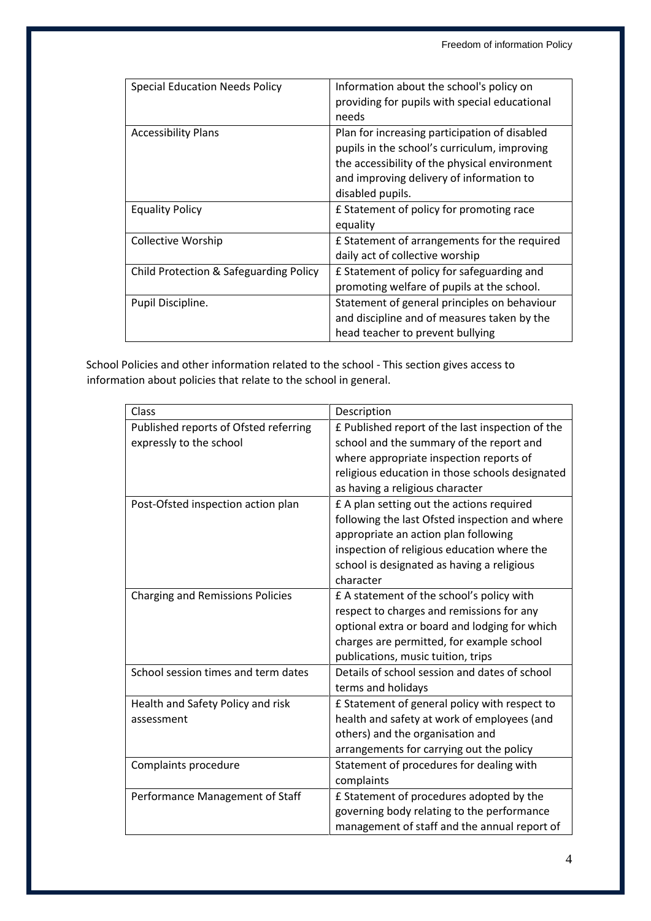| | |
|---|---|
| Special Education Needs Policy | Information about the school's policy on providing for pupils with special educational needs |
| Accessibility Plans | Plan for increasing participation of disabled pupils in the school's curriculum, improving the accessibility of the physical environment and improving delivery of information to disabled pupils. |
| Equality Policy | £ Statement of policy for promoting race equality |
| Collective Worship | £ Statement of arrangements for the required daily act of collective worship |
| Child Protection & Safeguarding Policy | £ Statement of policy for safeguarding and promoting welfare of pupils at the school. |
| Pupil Discipline. | Statement of general principles on behaviour and discipline and of measures taken by the head teacher to prevent bullying |

School Policies and other information related to the school - This section gives access to information about policies that relate to the school in general.

| Class | Description |
|---|---|
| Published reports of Ofsted referring expressly to the school | £ Published report of the last inspection of the school and the summary of the report and where appropriate inspection reports of religious education in those schools designated as having a religious character |
| Post-Ofsted inspection action plan | £ A plan setting out the actions required following the last Ofsted inspection and where appropriate an action plan following inspection of religious education where the school is designated as having a religious character |
| Charging and Remissions Policies | £ A statement of the school's policy with respect to charges and remissions for any optional extra or board and lodging for which charges are permitted, for example school publications, music tuition, trips |
| School session times and term dates | Details of school session and dates of school terms and holidays |
| Health and Safety Policy and risk assessment | £ Statement of general policy with respect to health and safety at work of employees (and others) and the organisation and arrangements for carrying out the policy |
| Complaints procedure | Statement of procedures for dealing with complaints |
| Performance Management of Staff | £ Statement of procedures adopted by the governing body relating to the performance management of staff and the annual report of |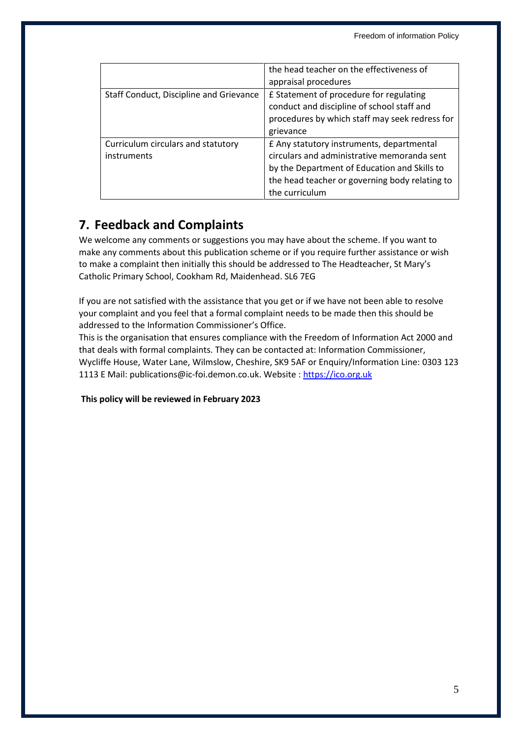| | |
|---|---|
| | the head teacher on the effectiveness of appraisal procedures |
| Staff Conduct, Discipline and Grievance | £ Statement of procedure for regulating conduct and discipline of school staff and procedures by which staff may seek redress for grievance |
| Curriculum circulars and statutory instruments | £ Any statutory instruments, departmental circulars and administrative memoranda sent by the Department of Education and Skills to the head teacher or governing body relating to the curriculum |

## 7. Feedback and Complaints

We welcome any comments or suggestions you may have about the scheme. If you want to make any comments about this publication scheme or if you require further assistance or wish to make a complaint then initially this should be addressed to The Headteacher, St Mary's Catholic Primary School, Cookham Rd, Maidenhead. SL6 7EG

If you are not satisfied with the assistance that you get or if we have not been able to resolve your complaint and you feel that a formal complaint needs to be made then this should be addressed to the Information Commissioner's Office.
This is the organisation that ensures compliance with the Freedom of Information Act 2000 and that deals with formal complaints. They can be contacted at: Information Commissioner, Wycliffe House, Water Lane, Wilmslow, Cheshire, SK9 5AF or Enquiry/Information Line: 0303 123 1113 E Mail: publications@ic-foi.demon.co.uk. Website : https://ico.org.uk

**This policy will be reviewed in February 2023**